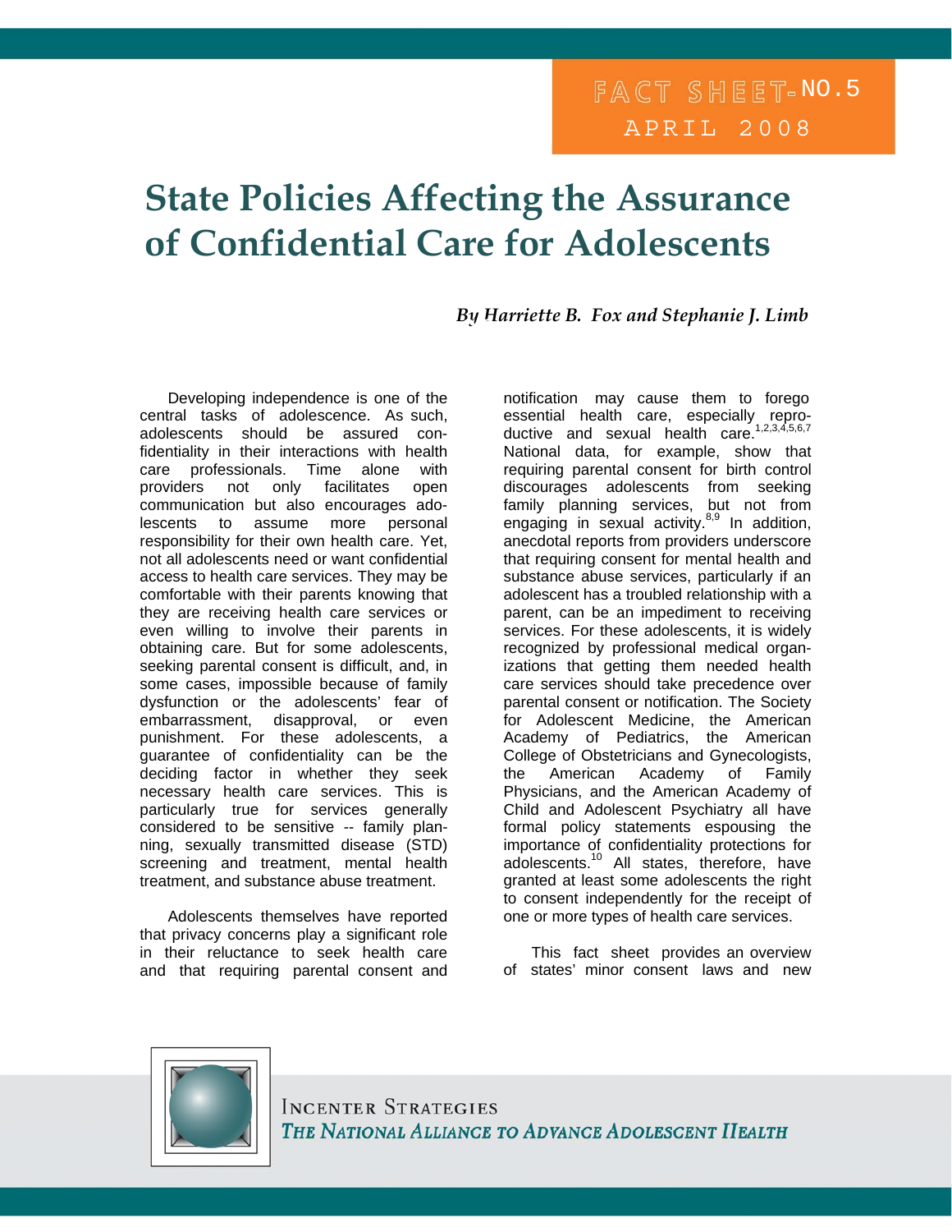FACT SHEET NO.5

APRIL 2008

# State Policies Affecting the Assurance of Confidential Care for Adolescents

*By Harriette B. Fox and Stephanie J. Limb*

Developing independence is one of the central tasks of adolescence. As such, adolescents should be assured confidentiality in their interactions with health care professionals. Time alone with providers not only facilitates open communication but also encourages adolescents to assume more personal responsibility for their own health care. Yet, not all adolescents need or want confidential access to health care services. They may be comfortable with their parents knowing that they are receiving health care services or even willing to involve their parents in obtaining care. But for some adolescents, seeking parental consent is difficult, and, in some cases, impossible because of family dysfunction or the adolescents' fear of embarrassment, disapproval, or even punishment. For these adolescents, a guarantee of confidentiality can be the deciding factor in whether they seek necessary health care services. This is particularly true for services generally considered to be sensitive -- family planning, sexually transmitted disease (STD) screening and treatment, mental health treatment, and substance abuse treatment.

Adolescents themselves have reported that privacy concerns play a significant role in their reluctance to seek health care and that requiring parental consent and notification may cause them to forego essential health care, especially reproductive and sexual health care.[1,2,3,4,5,6,7] National data, for example, show that requiring parental consent for birth control discourages adolescents from seeking family planning services, but not from engaging in sexual activity.[8,9] In addition, anecdotal reports from providers underscore that requiring consent for mental health and substance abuse services, particularly if an adolescent has a troubled relationship with a parent, can be an impediment to receiving services. For these adolescents, it is widely recognized by professional medical organizations that getting them needed health care services should take precedence over parental consent or notification. The Society for Adolescent Medicine, the American Academy of Pediatrics, the American College of Obstetricians and Gynecologists, the American Academy of Family Physicians, and the American Academy of Child and Adolescent Psychiatry all have formal policy statements espousing the importance of confidentiality protections for adolescents.[10] All states, therefore, have granted at least some adolescents the right to consent independently for the receipt of one or more types of health care services.

This fact sheet provides an overview of states' minor consent laws and new

INCENTER STRATEGIES
*THE NATIONAL ALLIANCE TO ADVANCE ADOLESCENT HEALTH*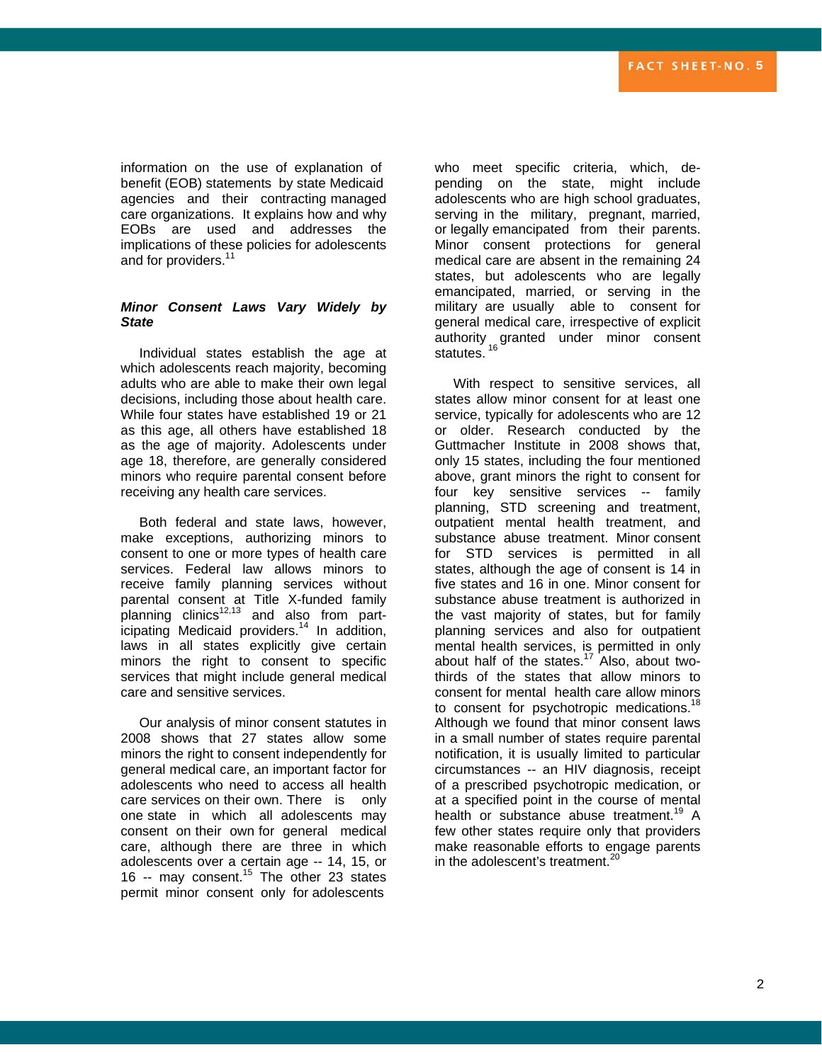information on the use of explanation of benefit (EOB) statements by state Medicaid agencies and their contracting managed care organizations. It explains how and why EOBs are used and addresses the implications of these policies for adolescents and for providers.[11]

***Minor Consent Laws Vary Widely by State***

Individual states establish the age at which adolescents reach majority, becoming adults who are able to make their own legal decisions, including those about health care. While four states have established 19 or 21 as this age, all others have established 18 as the age of majority. Adolescents under age 18, therefore, are generally considered minors who require parental consent before receiving any health care services.

Both federal and state laws, however, make exceptions, authorizing minors to consent to one or more types of health care services. Federal law allows minors to receive family planning services without parental consent at Title X-funded family planning clinics[12,13] and also from participating Medicaid providers.[14] In addition, laws in all states explicitly give certain minors the right to consent to specific services that might include general medical care and sensitive services.

Our analysis of minor consent statutes in 2008 shows that 27 states allow some minors the right to consent independently for general medical care, an important factor for adolescents who need to access all health care services on their own. There is only one state in which all adolescents may consent on their own for general medical care, although there are three in which adolescents over a certain age -- 14, 15, or 16 -- may consent.[15] The other 23 states permit minor consent only for adolescents who meet specific criteria, which, depending on the state, might include adolescents who are high school graduates, serving in the military, pregnant, married, or legally emancipated from their parents. Minor consent protections for general medical care are absent in the remaining 24 states, but adolescents who are legally emancipated, married, or serving in the military are usually able to consent for general medical care, irrespective of explicit authority granted under minor consent statutes.[16]

With respect to sensitive services, all states allow minor consent for at least one service, typically for adolescents who are 12 or older. Research conducted by the Guttmacher Institute in 2008 shows that, only 15 states, including the four mentioned above, grant minors the right to consent for four key sensitive services -- family planning, STD screening and treatment, outpatient mental health treatment, and substance abuse treatment. Minor consent for STD services is permitted in all states, although the age of consent is 14 in five states and 16 in one. Minor consent for substance abuse treatment is authorized in the vast majority of states, but for family planning services and also for outpatient mental health services, is permitted in only about half of the states.[17] Also, about two-thirds of the states that allow minors to consent for mental health care allow minors to consent for psychotropic medications.[18] Although we found that minor consent laws in a small number of states require parental notification, it is usually limited to particular circumstances -- an HIV diagnosis, receipt of a prescribed psychotropic medication, or at a specified point in the course of mental health or substance abuse treatment.[19] A few other states require only that providers make reasonable efforts to engage parents in the adolescent's treatment.[20]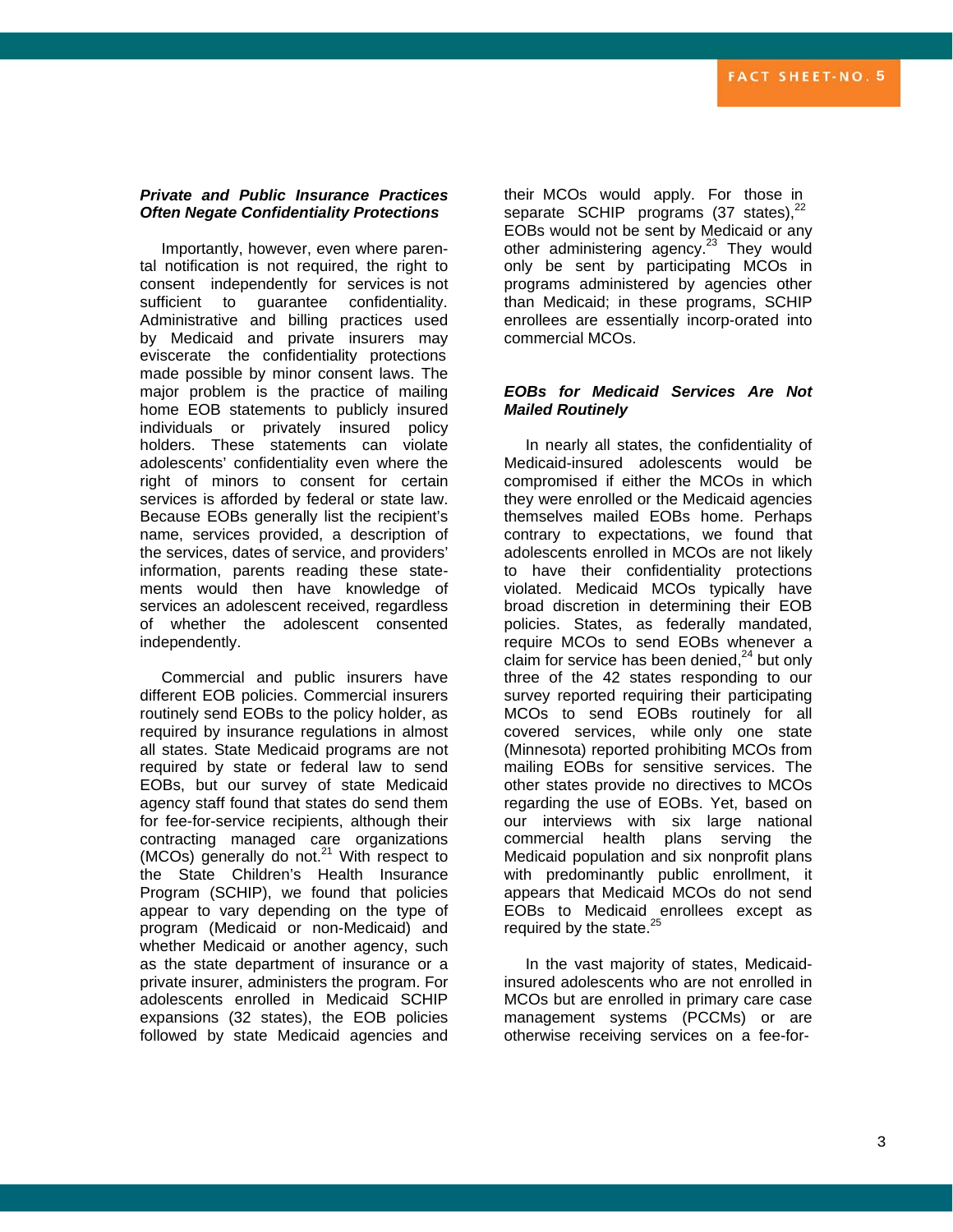### ***Private and Public Insurance Practices Often Negate Confidentiality Protections***

Importantly, however, even where parental notification is not required, the right to consent independently for services is not sufficient to guarantee confidentiality. Administrative and billing practices used by Medicaid and private insurers may eviscerate the confidentiality protections made possible by minor consent laws. The major problem is the practice of mailing home EOB statements to publicly insured individuals or privately insured policy holders. These statements can violate adolescents' confidentiality even where the right of minors to consent for certain services is afforded by federal or state law. Because EOBs generally list the recipient's name, services provided, a description of the services, dates of service, and providers' information, parents reading these statements would then have knowledge of services an adolescent received, regardless of whether the adolescent consented independently.

Commercial and public insurers have different EOB policies. Commercial insurers routinely send EOBs to the policy holder, as required by insurance regulations in almost all states. State Medicaid programs are not required by state or federal law to send EOBs, but our survey of state Medicaid agency staff found that states do send them for fee-for-service recipients, although their contracting managed care organizations (MCOs) generally do not.[21] With respect to the State Children's Health Insurance Program (SCHIP), we found that policies appear to vary depending on the type of program (Medicaid or non-Medicaid) and whether Medicaid or another agency, such as the state department of insurance or a private insurer, administers the program. For adolescents enrolled in Medicaid SCHIP expansions (32 states), the EOB policies followed by state Medicaid agencies and their MCOs would apply. For those in separate SCHIP programs (37 states),[22] EOBs would not be sent by Medicaid or any other administering agency.[23] They would only be sent by participating MCOs in programs administered by agencies other than Medicaid; in these programs, SCHIP enrollees are essentially incorp-orated into commercial MCOs.

### ***EOBs for Medicaid Services Are Not Mailed Routinely***

In nearly all states, the confidentiality of Medicaid-insured adolescents would be compromised if either the MCOs in which they were enrolled or the Medicaid agencies themselves mailed EOBs home. Perhaps contrary to expectations, we found that adolescents enrolled in MCOs are not likely to have their confidentiality protections violated. Medicaid MCOs typically have broad discretion in determining their EOB policies. States, as federally mandated, require MCOs to send EOBs whenever a claim for service has been denied,[24] but only three of the 42 states responding to our survey reported requiring their participating MCOs to send EOBs routinely for all covered services, while only one state (Minnesota) reported prohibiting MCOs from mailing EOBs for sensitive services. The other states provide no directives to MCOs regarding the use of EOBs. Yet, based on our interviews with six large national commercial health plans serving the Medicaid population and six nonprofit plans with predominantly public enrollment, it appears that Medicaid MCOs do not send EOBs to Medicaid enrollees except as required by the state.[25]

In the vast majority of states, Medicaid-insured adolescents who are not enrolled in MCOs but are enrolled in primary care case management systems (PCCMs) or are otherwise receiving services on a fee-for-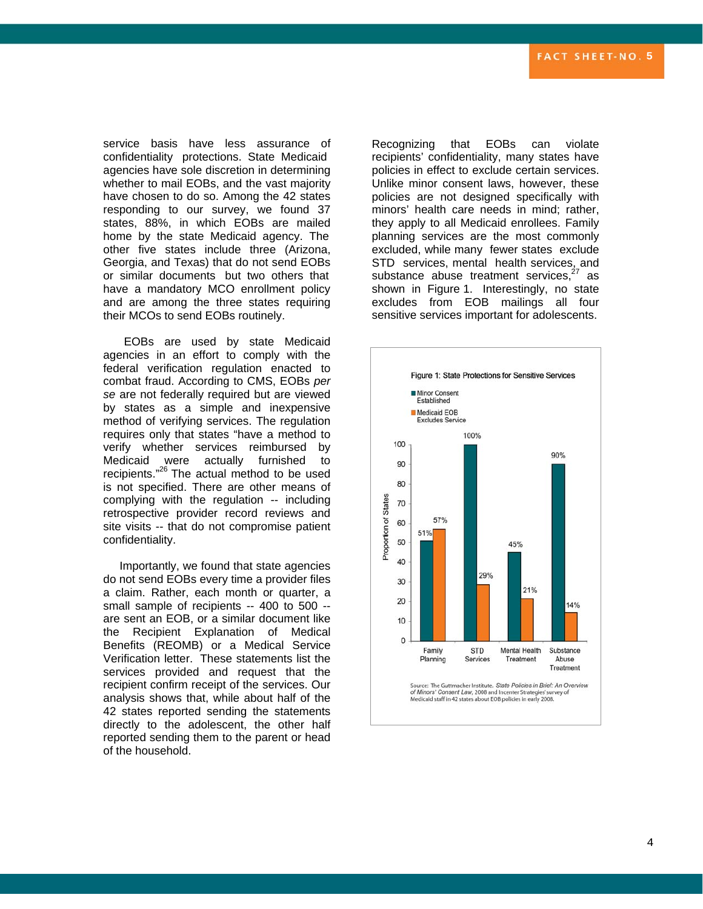service basis have less assurance of confidentiality protections. State Medicaid agencies have sole discretion in determining whether to mail EOBs, and the vast majority have chosen to do so. Among the 42 states responding to our survey, we found 37 states, 88%, in which EOBs are mailed home by the state Medicaid agency. The other five states include three (Arizona, Georgia, and Texas) that do not send EOBs or similar documents but two others that have a mandatory MCO enrollment policy and are among the three states requiring their MCOs to send EOBs routinely.

EOBs are used by state Medicaid agencies in an effort to comply with the federal verification regulation enacted to combat fraud. According to CMS, EOBs *per se* are not federally required but are viewed by states as a simple and inexpensive method of verifying services. The regulation requires only that states "have a method to verify whether services reimbursed by Medicaid were actually furnished to recipients."[26] The actual method to be used is not specified. There are other means of complying with the regulation -- including retrospective provider record reviews and site visits -- that do not compromise patient confidentiality.

Importantly, we found that state agencies do not send EOBs every time a provider files a claim. Rather, each month or quarter, a small sample of recipients -- 400 to 500 -- are sent an EOB, or a similar document like the Recipient Explanation of Medical Benefits (REOMB) or a Medical Service Verification letter. These statements list the services provided and request that the recipient confirm receipt of the services. Our analysis shows that, while about half of the 42 states reported sending the statements directly to the adolescent, the other half reported sending them to the parent or head of the household.

Recognizing that EOBs can violate recipients' confidentiality, many states have policies in effect to exclude certain services. Unlike minor consent laws, however, these policies are not designed specifically with minors' health care needs in mind; rather, they apply to all Medicaid enrollees. Family planning services are the most commonly excluded, while many fewer states exclude STD services, mental health services, and substance abuse treatment services,[27] as shown in Figure 1. Interestingly, no state excludes from EOB mailings all four sensitive services important for adolescents.

Figure 1: State Protections for Sensitive Services

| Service | Minor Consent Established | Medicaid EOB Excludes Service |
|---|---|---|
| Family Planning | 51% | 57% |
| STD Services | 100% | 29% |
| Mental Health Treatment | 45% | 21% |
| Substance Abuse Treatment | 90% | 14% |

Proportion of States

Source: The Guttmacher Institute. *State Policies in Brief: An Overview of Minors' Consent Law*, 2008 and Incenter Strategies' survey of Medicaid staff in 42 states about EOB policies in early 2008.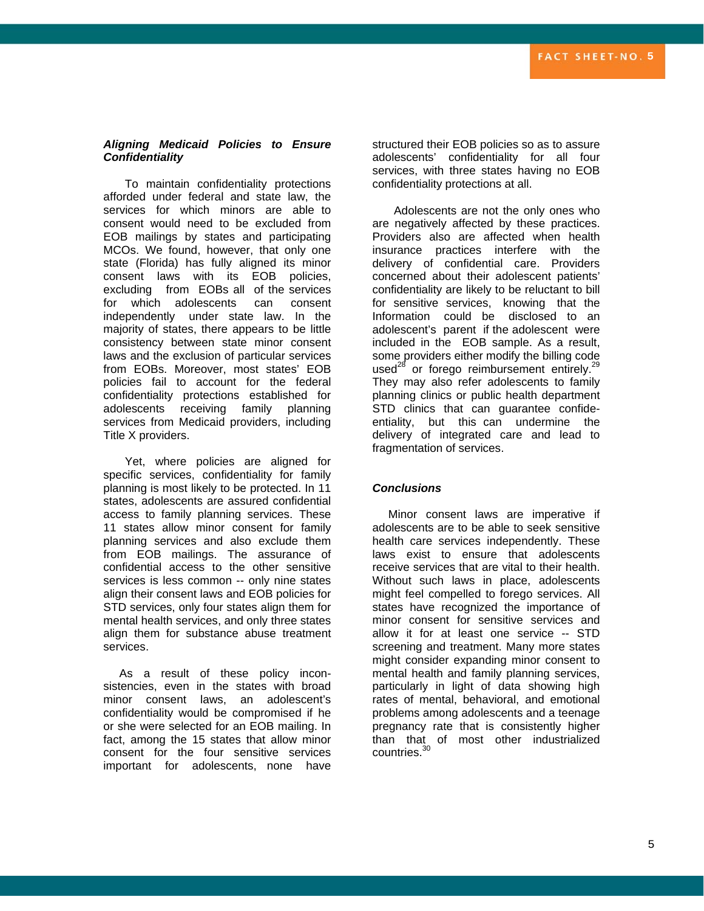### *Aligning Medicaid Policies to Ensure Confidentiality*

To maintain confidentiality protections afforded under federal and state law, the services for which minors are able to consent would need to be excluded from EOB mailings by states and participating MCOs. We found, however, that only one state (Florida) has fully aligned its minor consent laws with its EOB policies, excluding from EOBs all of the services for which adolescents can consent independently under state law. In the majority of states, there appears to be little consistency between state minor consent laws and the exclusion of particular services from EOBs. Moreover, most states' EOB policies fail to account for the federal confidentiality protections established for adolescents receiving family planning services from Medicaid providers, including Title X providers.

Yet, where policies are aligned for specific services, confidentiality for family planning is most likely to be protected. In 11 states, adolescents are assured confidential access to family planning services. These 11 states allow minor consent for family planning services and also exclude them from EOB mailings. The assurance of confidential access to the other sensitive services is less common -- only nine states align their consent laws and EOB policies for STD services, only four states align them for mental health services, and only three states align them for substance abuse treatment services.

As a result of these policy inconsistencies, even in the states with broad minor consent laws, an adolescent's confidentiality would be compromised if he or she were selected for an EOB mailing. In fact, among the 15 states that allow minor consent for the four sensitive services important for adolescents, none have structured their EOB policies so as to assure adolescents' confidentiality for all four services, with three states having no EOB confidentiality protections at all.

Adolescents are not the only ones who are negatively affected by these practices. Providers also are affected when health insurance practices interfere with the delivery of confidential care. Providers concerned about their adolescent patients' confidentiality are likely to be reluctant to bill for sensitive services, knowing that the Information could be disclosed to an adolescent's parent if the adolescent were included in the EOB sample. As a result, some providers either modify the billing code used[28] or forego reimbursement entirely.[29] They may also refer adolescents to family planning clinics or public health department STD clinics that can guarantee confidentiality, but this can undermine the delivery of integrated care and lead to fragmentation of services.

### *Conclusions*

Minor consent laws are imperative if adolescents are to be able to seek sensitive health care services independently. These laws exist to ensure that adolescents receive services that are vital to their health. Without such laws in place, adolescents might feel compelled to forego services. All states have recognized the importance of minor consent for sensitive services and allow it for at least one service -- STD screening and treatment. Many more states might consider expanding minor consent to mental health and family planning services, particularly in light of data showing high rates of mental, behavioral, and emotional problems among adolescents and a teenage pregnancy rate that is consistently higher than that of most other industrialized countries.[30]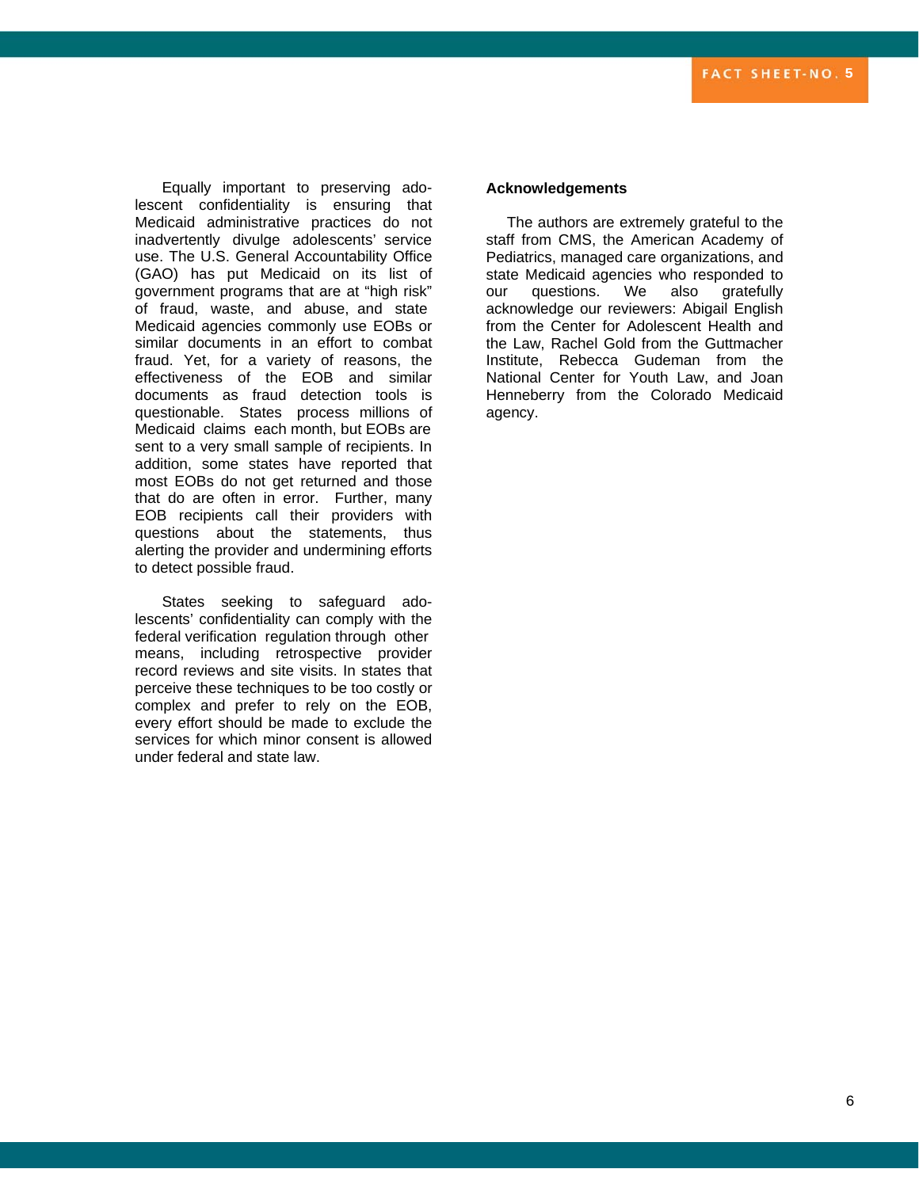Equally important to preserving adolescent confidentiality is ensuring that Medicaid administrative practices do not inadvertently divulge adolescents' service use. The U.S. General Accountability Office (GAO) has put Medicaid on its list of government programs that are at "high risk" of fraud, waste, and abuse, and state Medicaid agencies commonly use EOBs or similar documents in an effort to combat fraud. Yet, for a variety of reasons, the effectiveness of the EOB and similar documents as fraud detection tools is questionable. States process millions of Medicaid claims each month, but EOBs are sent to a very small sample of recipients. In addition, some states have reported that most EOBs do not get returned and those that do are often in error. Further, many EOB recipients call their providers with questions about the statements, thus alerting the provider and undermining efforts to detect possible fraud.

States seeking to safeguard adolescents' confidentiality can comply with the federal verification regulation through other means, including retrospective provider record reviews and site visits. In states that perceive these techniques to be too costly or complex and prefer to rely on the EOB, every effort should be made to exclude the services for which minor consent is allowed under federal and state law.

**Acknowledgements**

The authors are extremely grateful to the staff from CMS, the American Academy of Pediatrics, managed care organizations, and state Medicaid agencies who responded to our questions. We also gratefully acknowledge our reviewers: Abigail English from the Center for Adolescent Health and the Law, Rachel Gold from the Guttmacher Institute, Rebecca Gudeman from the National Center for Youth Law, and Joan Henneberry from the Colorado Medicaid agency.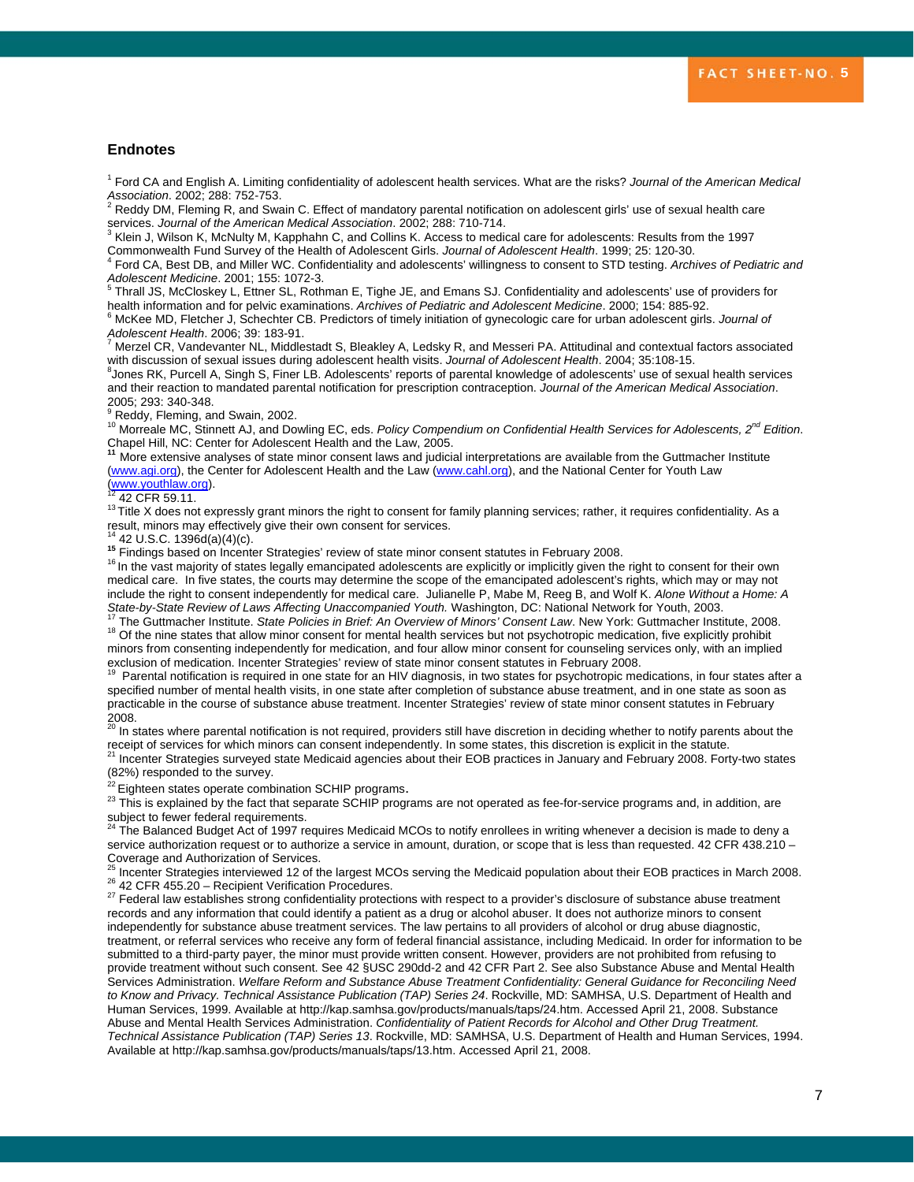## Endnotes

[1] Ford CA and English A. Limiting confidentiality of adolescent health services. What are the risks? *Journal of the American Medical Association*. 2002; 288: 752-753.

[2] Reddy DM, Fleming R, and Swain C. Effect of mandatory parental notification on adolescent girls' use of sexual health care services. *Journal of the American Medical Association*. 2002; 288: 710-714.

[3] Klein J, Wilson K, McNulty M, Kapphahn C, and Collins K. Access to medical care for adolescents: Results from the 1997 Commonwealth Fund Survey of the Health of Adolescent Girls. *Journal of Adolescent Health*. 1999; 25: 120-30.

[4] Ford CA, Best DB, and Miller WC. Confidentiality and adolescents' willingness to consent to STD testing. *Archives of Pediatric and Adolescent Medicine*. 2001; 155: 1072-3.

[5] Thrall JS, McCloskey L, Ettner SL, Rothman E, Tighe JE, and Emans SJ. Confidentiality and adolescents' use of providers for health information and for pelvic examinations. *Archives of Pediatric and Adolescent Medicine*. 2000; 154: 885-92.

[6] McKee MD, Fletcher J, Schechter CB. Predictors of timely initiation of gynecologic care for urban adolescent girls. *Journal of Adolescent Health*. 2006; 39: 183-91.

[7] Merzel CR, Vandevanter NL, Middlestadt S, Bleakley A, Ledsky R, and Messeri PA. Attitudinal and contextual factors associated with discussion of sexual issues during adolescent health visits. *Journal of Adolescent Health*. 2004; 35:108-15.

[8] Jones RK, Purcell A, Singh S, Finer LB. Adolescents' reports of parental knowledge of adolescents' use of sexual health services and their reaction to mandated parental notification for prescription contraception. *Journal of the American Medical Association*. 2005; 293: 340-348.

[9] Reddy, Fleming, and Swain, 2002.

[10] Morreale MC, Stinnett AJ, and Dowling EC, eds. *Policy Compendium on Confidential Health Services for Adolescents, 2nd Edition*. Chapel Hill, NC: Center for Adolescent Health and the Law, 2005.

[11] More extensive analyses of state minor consent laws and judicial interpretations are available from the Guttmacher Institute (www.agi.org), the Center for Adolescent Health and the Law (www.cahl.org), and the National Center for Youth Law (www.youthlaw.org).

[12] 42 CFR 59.11.

[13] Title X does not expressly grant minors the right to consent for family planning services; rather, it requires confidentiality. As a result, minors may effectively give their own consent for services.

[14] 42 U.S.C. 1396d(a)(4)(c).

[15] Findings based on Incenter Strategies' review of state minor consent statutes in February 2008.

[16] In the vast majority of states legally emancipated adolescents are explicitly or implicitly given the right to consent for their own medical care. In five states, the courts may determine the scope of the emancipated adolescent's rights, which may or may not include the right to consent independently for medical care. Julianelle P, Mabe M, Reeg B, and Wolf K. *Alone Without a Home: A State-by-State Review of Laws Affecting Unaccompanied Youth.* Washington, DC: National Network for Youth, 2003.

[17] The Guttmacher Institute. *State Policies in Brief: An Overview of Minors' Consent Law*. New York: Guttmacher Institute, 2008.

[18] Of the nine states that allow minor consent for mental health services but not psychotropic medication, five explicitly prohibit minors from consenting independently for medication, and four allow minor consent for counseling services only, with an implied exclusion of medication. Incenter Strategies' review of state minor consent statutes in February 2008.

[19] Parental notification is required in one state for an HIV diagnosis, in two states for psychotropic medications, in four states after a specified number of mental health visits, in one state after completion of substance abuse treatment, and in one state as soon as practicable in the course of substance abuse treatment. Incenter Strategies' review of state minor consent statutes in February 2008.

[20] In states where parental notification is not required, providers still have discretion in deciding whether to notify parents about the receipt of services for which minors can consent independently. In some states, this discretion is explicit in the statute.

[21] Incenter Strategies surveyed state Medicaid agencies about their EOB practices in January and February 2008. Forty-two states (82%) responded to the survey.

[22] Eighteen states operate combination SCHIP programs.

[23] This is explained by the fact that separate SCHIP programs are not operated as fee-for-service programs and, in addition, are subject to fewer federal requirements.

[24] The Balanced Budget Act of 1997 requires Medicaid MCOs to notify enrollees in writing whenever a decision is made to deny a service authorization request or to authorize a service in amount, duration, or scope that is less than requested. 42 CFR 438.210 – Coverage and Authorization of Services.

[25] Incenter Strategies interviewed 12 of the largest MCOs serving the Medicaid population about their EOB practices in March 2008.

[26] 42 CFR 455.20 – Recipient Verification Procedures.

[27] Federal law establishes strong confidentiality protections with respect to a provider's disclosure of substance abuse treatment records and any information that could identify a patient as a drug or alcohol abuser. It does not authorize minors to consent independently for substance abuse treatment services. The law pertains to all providers of alcohol or drug abuse diagnostic, treatment, or referral services who receive any form of federal financial assistance, including Medicaid. In order for information to be submitted to a third-party payer, the minor must provide written consent. However, providers are not prohibited from refusing to provide treatment without such consent. See 42 §USC 290dd-2 and 42 CFR Part 2. See also Substance Abuse and Mental Health Services Administration. *Welfare Reform and Substance Abuse Treatment Confidentiality: General Guidance for Reconciling Need to Know and Privacy. Technical Assistance Publication (TAP) Series 24*. Rockville, MD: SAMHSA, U.S. Department of Health and Human Services, 1999. Available at http://kap.samhsa.gov/products/manuals/taps/24.htm. Accessed April 21, 2008. Substance Abuse and Mental Health Services Administration. *Confidentiality of Patient Records for Alcohol and Other Drug Treatment. Technical Assistance Publication (TAP) Series 13*. Rockville, MD: SAMHSA, U.S. Department of Health and Human Services, 1994. Available at http://kap.samhsa.gov/products/manuals/taps/13.htm. Accessed April 21, 2008.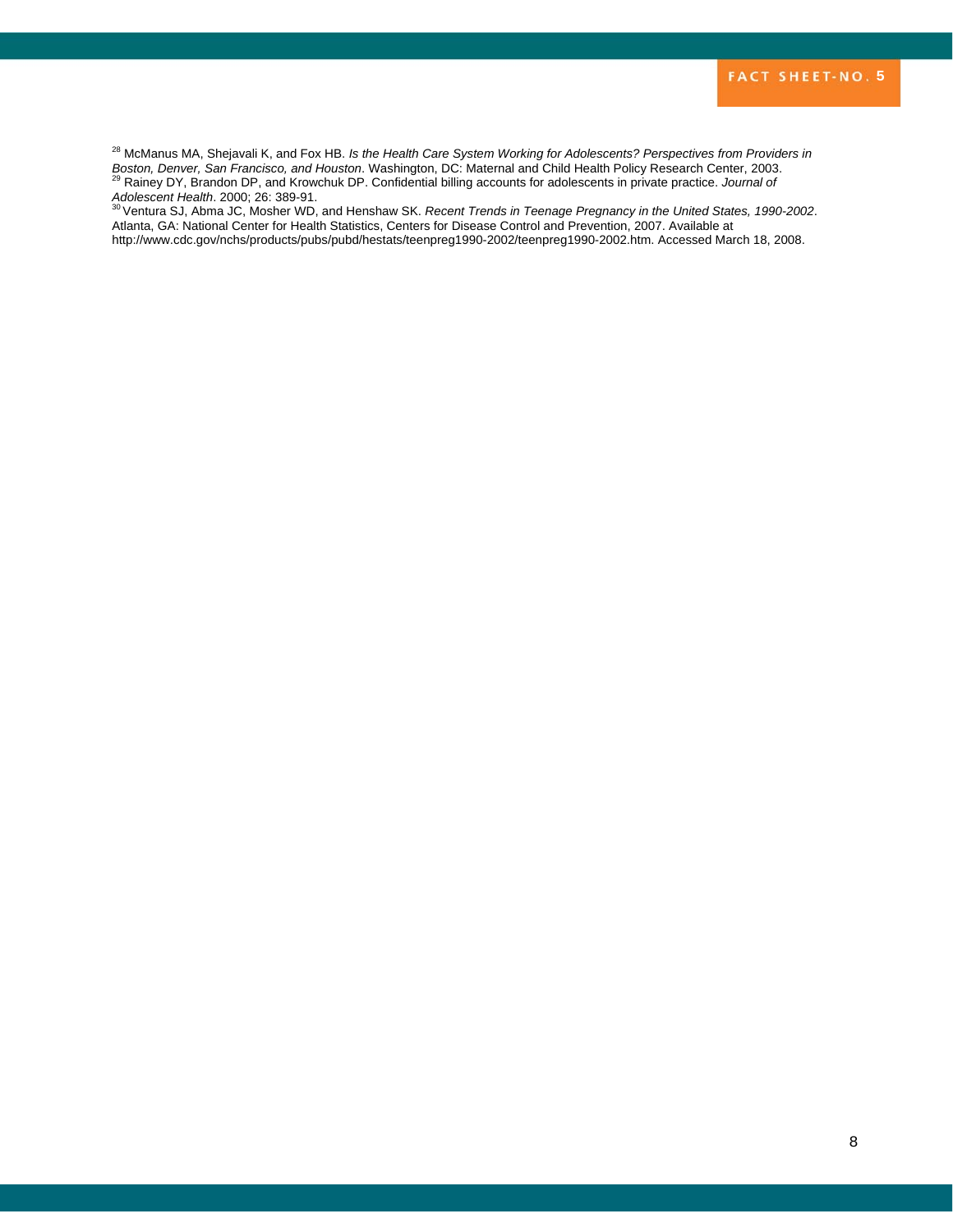[28] McManus MA, Shejavali K, and Fox HB. *Is the Health Care System Working for Adolescents? Perspectives from Providers in Boston, Denver, San Francisco, and Houston*. Washington, DC: Maternal and Child Health Policy Research Center, 2003.

[29] Rainey DY, Brandon DP, and Krowchuk DP. Confidential billing accounts for adolescents in private practice. *Journal of Adolescent Health*. 2000; 26: 389-91.

[30] Ventura SJ, Abma JC, Mosher WD, and Henshaw SK. *Recent Trends in Teenage Pregnancy in the United States, 1990-2002*. Atlanta, GA: National Center for Health Statistics, Centers for Disease Control and Prevention, 2007. Available at http://www.cdc.gov/nchs/products/pubs/pubd/hestats/teenpreg1990-2002/teenpreg1990-2002.htm. Accessed March 18, 2008.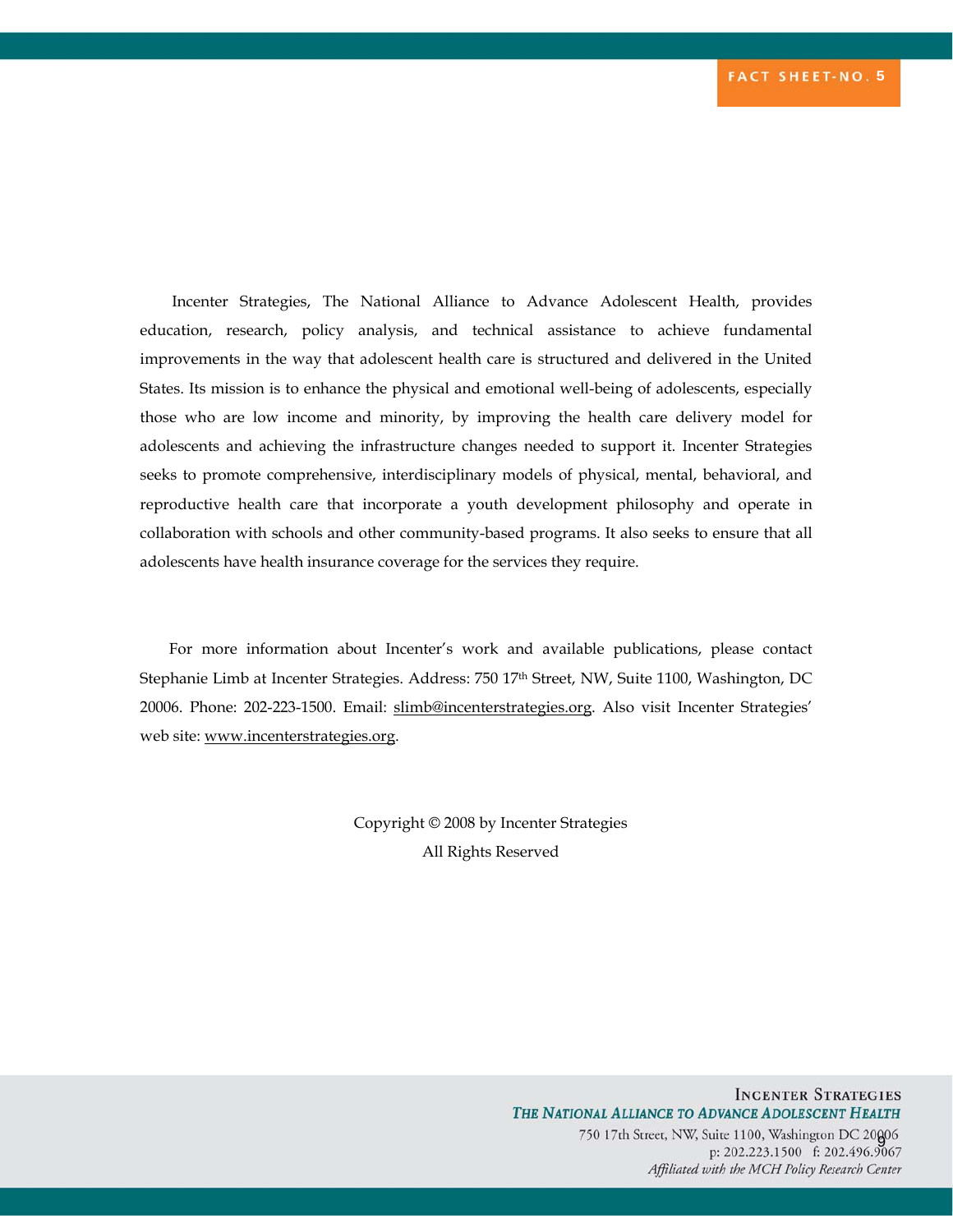Incenter Strategies, The National Alliance to Advance Adolescent Health, provides education, research, policy analysis, and technical assistance to achieve fundamental improvements in the way that adolescent health care is structured and delivered in the United States. Its mission is to enhance the physical and emotional well-being of adolescents, especially those who are low income and minority, by improving the health care delivery model for adolescents and achieving the infrastructure changes needed to support it. Incenter Strategies seeks to promote comprehensive, interdisciplinary models of physical, mental, behavioral, and reproductive health care that incorporate a youth development philosophy and operate in collaboration with schools and other community-based programs. It also seeks to ensure that all adolescents have health insurance coverage for the services they require.

For more information about Incenter's work and available publications, please contact Stephanie Limb at Incenter Strategies. Address: 750 17th Street, NW, Suite 1100, Washington, DC 20006. Phone: 202-223-1500. Email: slimb@incenterstrategies.org. Also visit Incenter Strategies' web site: www.incenterstrategies.org.

Copyright © 2008 by Incenter Strategies

All Rights Reserved